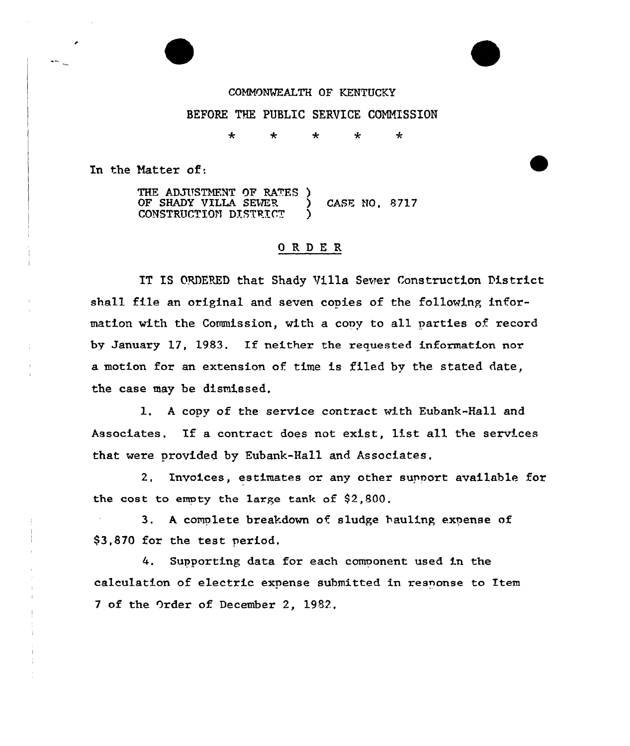COMMONWEALTH OF KENTUCKY

BEFORE THE PUBLIC SERVICE COMMISSION

\* \* \* \* \*

In the Matter of:

THE ADJUSTMENT OF RATES OF SHADY VILLA SEWER CONSTRUCTION DISTRICT ) CASE NO. 8717

## O R D E R

IT IS ORDERED that Shady Villa Sewer Construction District shall file an original and seven copies of the following information with the Commission, with a copy to all parties of record by January 17, 1983. If neither the requested information nor a motion for an extension of time is filed by the stated date, the case may be dismissed.

1. A copy of the service contract with Eubank-Hall and Associates. If a contract does not exist, list all the services that were provided by Eubank-Hall and Associates.

2. Invoices, estimates or any other support available for the cost to empty the large tank of $2,800.

3. A complete breakdown of sludge hauling expense of $3,870 for the test period.

4. Supporting data for each component used in the calculation of electric expense submitted in response to Item 7 of the Order of December 2, 1982.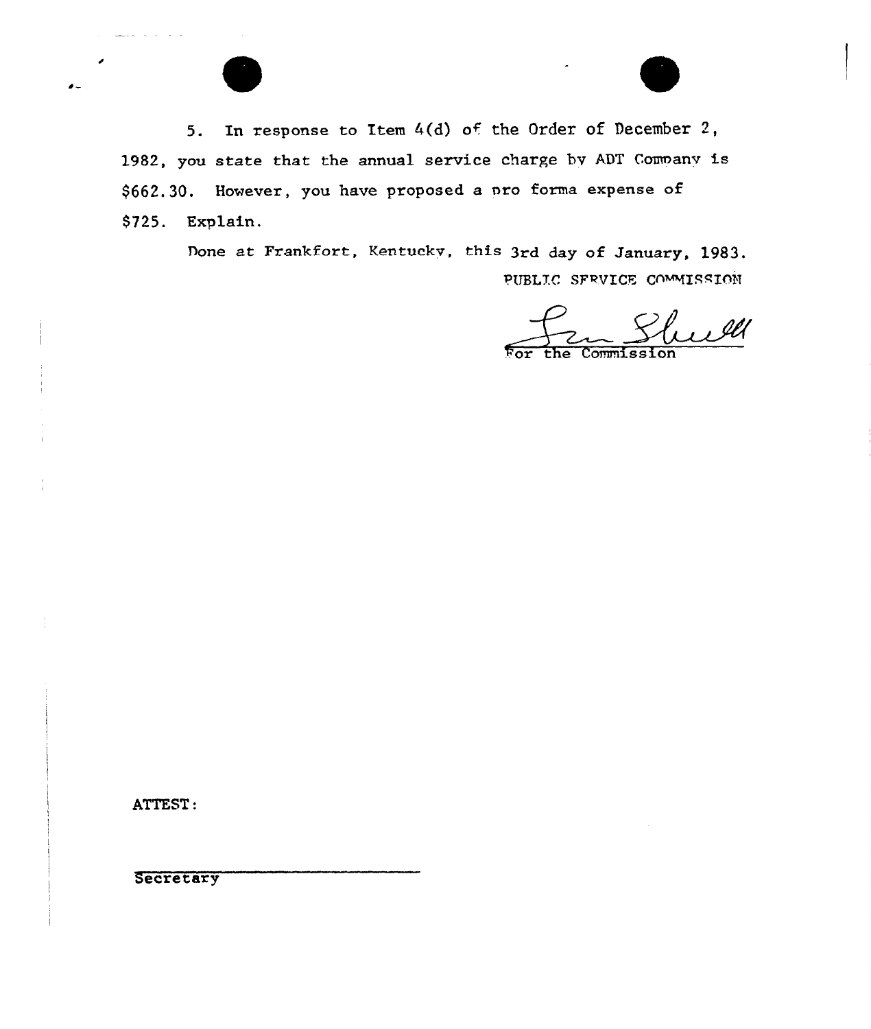5. In response to Item 4(d) of the Order of December 2, 1982, you state that the annual service charge by ADT Company is $662.30. However, you have proposed a pro forma expense of $725. Explain.

Done at Frankfort, Kentucky, this 3rd day of January, 1983.

PUBLIC SERVICE COMMISSION

For the Commission

ATTEST:

Secretary